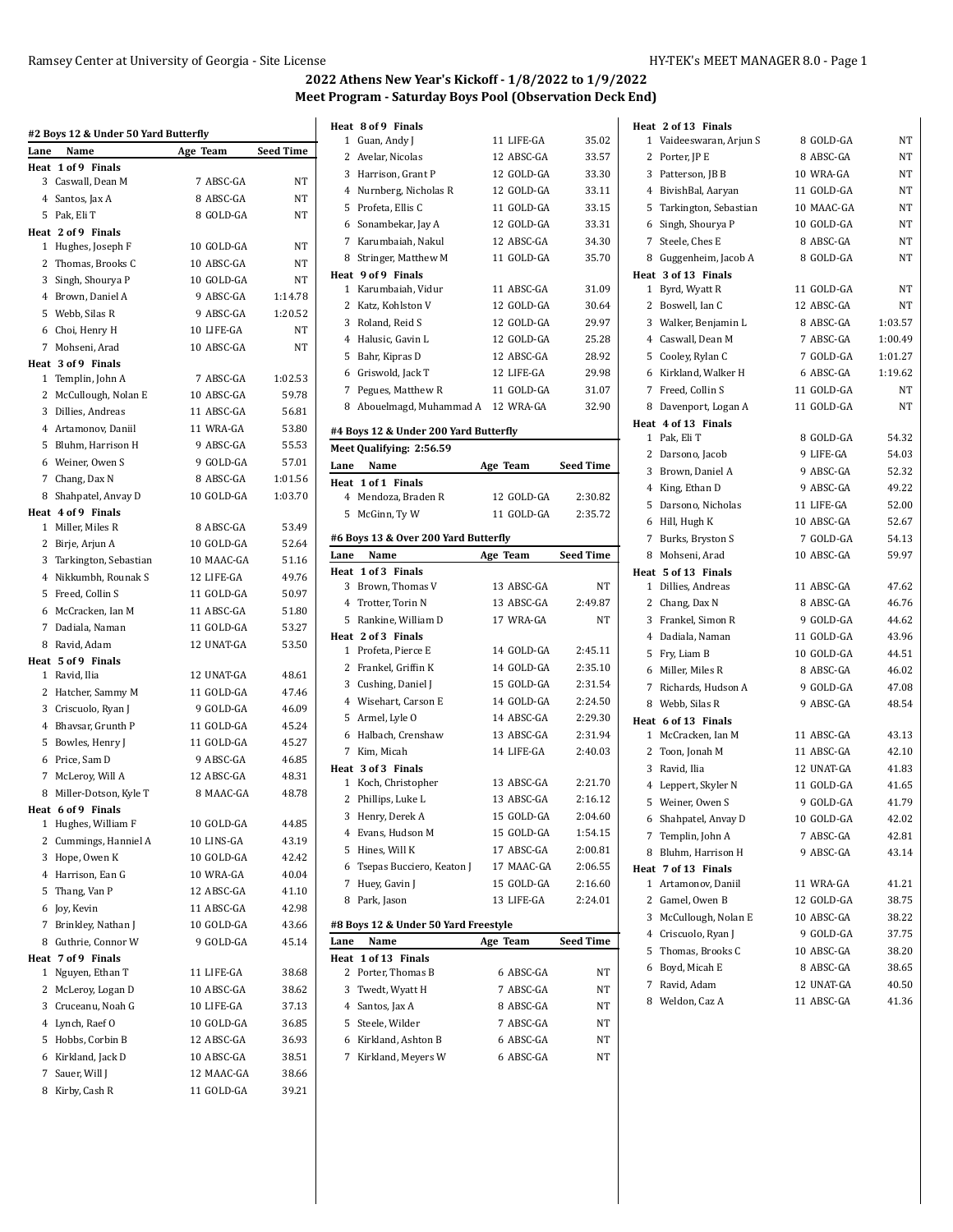## 2022 Athens New Year's Kickoff - 1/8/2022 to 1/9/2022

### Meet Program - Saturday Boys Pool (Observation Deck End)

#### #2 Boys 12 & Under 50 Yard Butterfly

| Lane | Name | Age | Team | Seed Time |
|---|---|---|---|---|
| **Heat 1 of 9 Finals** | | | | |
| 3 | Caswall, Dean M | 7 | ABSC-GA | NT |
| 4 | Santos, Jax A | 8 | ABSC-GA | NT |
| 5 | Pak, Eli T | 8 | GOLD-GA | NT |
| **Heat 2 of 9 Finals** | | | | |
| 1 | Hughes, Joseph F | 10 | GOLD-GA | NT |
| 2 | Thomas, Brooks C | 10 | ABSC-GA | NT |
| 3 | Singh, Shourya P | 10 | GOLD-GA | NT |
| 4 | Brown, Daniel A | 9 | ABSC-GA | 1:14.78 |
| 5 | Webb, Silas R | 9 | ABSC-GA | 1:20.52 |
| 6 | Choi, Henry H | 10 | LIFE-GA | NT |
| 7 | Mohseni, Arad | 10 | ABSC-GA | NT |
| **Heat 3 of 9 Finals** | | | | |
| 1 | Templin, John A | 7 | ABSC-GA | 1:02.53 |
| 2 | McCullough, Nolan E | 10 | ABSC-GA | 59.78 |
| 3 | Dillies, Andreas | 11 | ABSC-GA | 56.81 |
| 4 | Artamonov, Daniil | 11 | WRA-GA | 53.80 |
| 5 | Bluhm, Harrison H | 9 | ABSC-GA | 55.53 |
| 6 | Weiner, Owen S | 9 | GOLD-GA | 57.01 |
| 7 | Chang, Dax N | 8 | ABSC-GA | 1:01.56 |
| 8 | Shahpatel, Anvay D | 10 | GOLD-GA | 1:03.70 |
| **Heat 4 of 9 Finals** | | | | |
| 1 | Miller, Miles R | 8 | ABSC-GA | 53.49 |
| 2 | Birje, Arjun A | 10 | GOLD-GA | 52.64 |
| 3 | Tarkington, Sebastian | 10 | MAAC-GA | 51.16 |
| 4 | Nikkumbh, Rounak S | 12 | LIFE-GA | 49.76 |
| 5 | Freed, Collin S | 11 | GOLD-GA | 50.97 |
| 6 | McCracken, Ian M | 11 | ABSC-GA | 51.80 |
| 7 | Dadiala, Naman | 11 | GOLD-GA | 53.27 |
| 8 | Ravid, Adam | 12 | UNAT-GA | 53.50 |
| **Heat 5 of 9 Finals** | | | | |
| 1 | Ravid, Ilia | 12 | UNAT-GA | 48.61 |
| 2 | Hatcher, Sammy M | 11 | GOLD-GA | 47.46 |
| 3 | Criscuolo, Ryan J | 9 | GOLD-GA | 46.09 |
| 4 | Bhavsar, Grunth P | 11 | GOLD-GA | 45.24 |
| 5 | Bowles, Henry J | 11 | GOLD-GA | 45.27 |
| 6 | Price, Sam D | 9 | ABSC-GA | 46.85 |
| 7 | McLeroy, Will A | 12 | ABSC-GA | 48.31 |
| 8 | Miller-Dotson, Kyle T | 8 | MAAC-GA | 48.78 |
| **Heat 6 of 9 Finals** | | | | |
| 1 | Hughes, William F | 10 | GOLD-GA | 44.85 |
| 2 | Cummings, Hanniel A | 10 | LINS-GA | 43.19 |
| 3 | Hope, Owen K | 10 | GOLD-GA | 42.42 |
| 4 | Harrison, Ean G | 10 | WRA-GA | 40.04 |
| 5 | Thang, Van P | 12 | ABSC-GA | 41.10 |
| 6 | Joy, Kevin | 11 | ABSC-GA | 42.98 |
| 7 | Brinkley, Nathan J | 10 | GOLD-GA | 43.66 |
| 8 | Guthrie, Connor W | 9 | GOLD-GA | 45.14 |
| **Heat 7 of 9 Finals** | | | | |
| 1 | Nguyen, Ethan T | 11 | LIFE-GA | 38.68 |
| 2 | McLeroy, Logan D | 10 | ABSC-GA | 38.62 |
| 3 | Cruceanu, Noah G | 10 | LIFE-GA | 37.13 |
| 4 | Lynch, Raef O | 10 | GOLD-GA | 36.85 |
| 5 | Hobbs, Corbin B | 12 | ABSC-GA | 36.93 |
| 6 | Kirkland, Jack D | 10 | ABSC-GA | 38.51 |
| 7 | Sauer, Will J | 12 | MAAC-GA | 38.66 |
| 8 | Kirby, Cash R | 11 | GOLD-GA | 39.21 |
| **Heat 8 of 9 Finals** | | | | |
| 1 | Guan, Andy J | 11 | LIFE-GA | 35.02 |
| 2 | Avelar, Nicolas | 12 | ABSC-GA | 33.57 |
| 3 | Harrison, Grant P | 12 | GOLD-GA | 33.30 |
| 4 | Nurnberg, Nicholas R | 12 | GOLD-GA | 33.11 |
| 5 | Profeta, Ellis C | 11 | GOLD-GA | 33.15 |
| 6 | Sonambekar, Jay A | 12 | GOLD-GA | 33.31 |
| 7 | Karumbaiah, Nakul | 12 | ABSC-GA | 34.30 |
| 8 | Stringer, Matthew M | 11 | GOLD-GA | 35.70 |
| **Heat 9 of 9 Finals** | | | | |
| 1 | Karumbaiah, Vidur | 11 | ABSC-GA | 31.09 |
| 2 | Katz, Kohlston V | 12 | GOLD-GA | 30.64 |
| 3 | Roland, Reid S | 12 | GOLD-GA | 29.97 |
| 4 | Halusic, Gavin L | 12 | GOLD-GA | 25.28 |
| 5 | Bahr, Kipras D | 12 | ABSC-GA | 28.92 |
| 6 | Griswold, Jack T | 12 | LIFE-GA | 29.98 |
| 7 | Pegues, Matthew R | 11 | GOLD-GA | 31.07 |
| 8 | Abouelmagd, Muhammad A | 12 | WRA-GA | 32.90 |

#### #4 Boys 12 & Under 200 Yard Butterfly

Meet Qualifying: 2:56.59

| Lane | Name | Age | Team | Seed Time |
|---|---|---|---|---|
| **Heat 1 of 1 Finals** | | | | |
| 4 | Mendoza, Braden R | 12 | GOLD-GA | 2:30.82 |
| 5 | McGinn, Ty W | 11 | GOLD-GA | 2:35.72 |

#### #6 Boys 13 & Over 200 Yard Butterfly

| Lane | Name | Age | Team | Seed Time |
|---|---|---|---|---|
| **Heat 1 of 3 Finals** | | | | |
| 3 | Brown, Thomas V | 13 | ABSC-GA | NT |
| 4 | Trotter, Torin N | 13 | ABSC-GA | 2:49.87 |
| 5 | Rankine, William D | 17 | WRA-GA | NT |
| **Heat 2 of 3 Finals** | | | | |
| 1 | Profeta, Pierce E | 14 | GOLD-GA | 2:45.11 |
| 2 | Frankel, Griffin K | 14 | GOLD-GA | 2:35.10 |
| 3 | Cushing, Daniel J | 15 | GOLD-GA | 2:31.54 |
| 4 | Wisehart, Carson E | 14 | GOLD-GA | 2:24.50 |
| 5 | Armel, Lyle O | 14 | ABSC-GA | 2:29.30 |
| 6 | Halbach, Crenshaw | 13 | ABSC-GA | 2:31.94 |
| 7 | Kim, Micah | 14 | LIFE-GA | 2:40.03 |
| **Heat 3 of 3 Finals** | | | | |
| 1 | Koch, Christopher | 13 | ABSC-GA | 2:21.70 |
| 2 | Phillips, Luke L | 13 | ABSC-GA | 2:16.12 |
| 3 | Henry, Derek A | 15 | GOLD-GA | 2:04.60 |
| 4 | Evans, Hudson M | 15 | GOLD-GA | 1:54.15 |
| 5 | Hines, Will K | 17 | ABSC-GA | 2:00.81 |
| 6 | Tsepas Bucciero, Keaton J | 17 | MAAC-GA | 2:06.55 |
| 7 | Huey, Gavin J | 15 | GOLD-GA | 2:16.60 |
| 8 | Park, Jason | 13 | LIFE-GA | 2:24.01 |

#### #8 Boys 12 & Under 50 Yard Freestyle

| Lane | Name | Age | Team | Seed Time |
|---|---|---|---|---|
| **Heat 1 of 13 Finals** | | | | |
| 2 | Porter, Thomas B | 6 | ABSC-GA | NT |
| 3 | Twedt, Wyatt H | 7 | ABSC-GA | NT |
| 4 | Santos, Jax A | 8 | ABSC-GA | NT |
| 5 | Steele, Wilder | 7 | ABSC-GA | NT |
| 6 | Kirkland, Ashton B | 6 | ABSC-GA | NT |
| 7 | Kirkland, Meyers W | 6 | ABSC-GA | NT |
| **Heat 2 of 13 Finals** | | | | |
| 1 | Vaideeswaran, Arjun S | 8 | GOLD-GA | NT |
| 2 | Porter, JP E | 8 | ABSC-GA | NT |
| 3 | Patterson, JB B | 10 | WRA-GA | NT |
| 4 | BivishBal, Aaryan | 11 | GOLD-GA | NT |
| 5 | Tarkington, Sebastian | 10 | MAAC-GA | NT |
| 6 | Singh, Shourya P | 10 | GOLD-GA | NT |
| 7 | Steele, Ches E | 8 | ABSC-GA | NT |
| 8 | Guggenheim, Jacob A | 8 | GOLD-GA | NT |
| **Heat 3 of 13 Finals** | | | | |
| 1 | Byrd, Wyatt R | 11 | GOLD-GA | NT |
| 2 | Boswell, Ian C | 12 | ABSC-GA | NT |
| 3 | Walker, Benjamin L | 8 | ABSC-GA | 1:03.57 |
| 4 | Caswall, Dean M | 7 | ABSC-GA | 1:00.49 |
| 5 | Cooley, Rylan C | 7 | GOLD-GA | 1:01.27 |
| 6 | Kirkland, Walker H | 6 | ABSC-GA | 1:19.62 |
| 7 | Freed, Collin S | 11 | GOLD-GA | NT |
| 8 | Davenport, Logan A | 11 | GOLD-GA | NT |
| **Heat 4 of 13 Finals** | | | | |
| 1 | Pak, Eli T | 8 | GOLD-GA | 54.32 |
| 2 | Darsono, Jacob | 9 | LIFE-GA | 54.03 |
| 3 | Brown, Daniel A | 9 | ABSC-GA | 52.32 |
| 4 | King, Ethan D | 9 | ABSC-GA | 49.22 |
| 5 | Darsono, Nicholas | 11 | LIFE-GA | 52.00 |
| 6 | Hill, Hugh K | 10 | ABSC-GA | 52.67 |
| 7 | Burks, Bryston S | 7 | GOLD-GA | 54.13 |
| 8 | Mohseni, Arad | 10 | ABSC-GA | 59.97 |
| **Heat 5 of 13 Finals** | | | | |
| 1 | Dillies, Andreas | 11 | ABSC-GA | 47.62 |
| 2 | Chang, Dax N | 8 | ABSC-GA | 46.76 |
| 3 | Frankel, Simon R | 9 | GOLD-GA | 44.62 |
| 4 | Dadiala, Naman | 11 | GOLD-GA | 43.96 |
| 5 | Fry, Liam B | 10 | GOLD-GA | 44.51 |
| 6 | Miller, Miles R | 8 | ABSC-GA | 46.02 |
| 7 | Richards, Hudson A | 9 | GOLD-GA | 47.08 |
| 8 | Webb, Silas R | 9 | ABSC-GA | 48.54 |
| **Heat 6 of 13 Finals** | | | | |
| 1 | McCracken, Ian M | 11 | ABSC-GA | 43.13 |
| 2 | Toon, Jonah M | 11 | ABSC-GA | 42.10 |
| 3 | Ravid, Ilia | 12 | UNAT-GA | 41.83 |
| 4 | Leppert, Skyler N | 11 | GOLD-GA | 41.65 |
| 5 | Weiner, Owen S | 9 | GOLD-GA | 41.79 |
| 6 | Shahpatel, Anvay D | 10 | GOLD-GA | 42.02 |
| 7 | Templin, John A | 7 | ABSC-GA | 42.81 |
| 8 | Bluhm, Harrison H | 9 | ABSC-GA | 43.14 |
| **Heat 7 of 13 Finals** | | | | |
| 1 | Artamonov, Daniil | 11 | WRA-GA | 41.21 |
| 2 | Gamel, Owen B | 12 | GOLD-GA | 38.75 |
| 3 | McCullough, Nolan E | 10 | ABSC-GA | 38.22 |
| 4 | Criscuolo, Ryan J | 9 | GOLD-GA | 37.75 |
| 5 | Thomas, Brooks C | 10 | ABSC-GA | 38.20 |
| 6 | Boyd, Micah E | 8 | ABSC-GA | 38.65 |
| 7 | Ravid, Adam | 12 | UNAT-GA | 40.50 |
| 8 | Weldon, Caz A | 11 | ABSC-GA | 41.36 |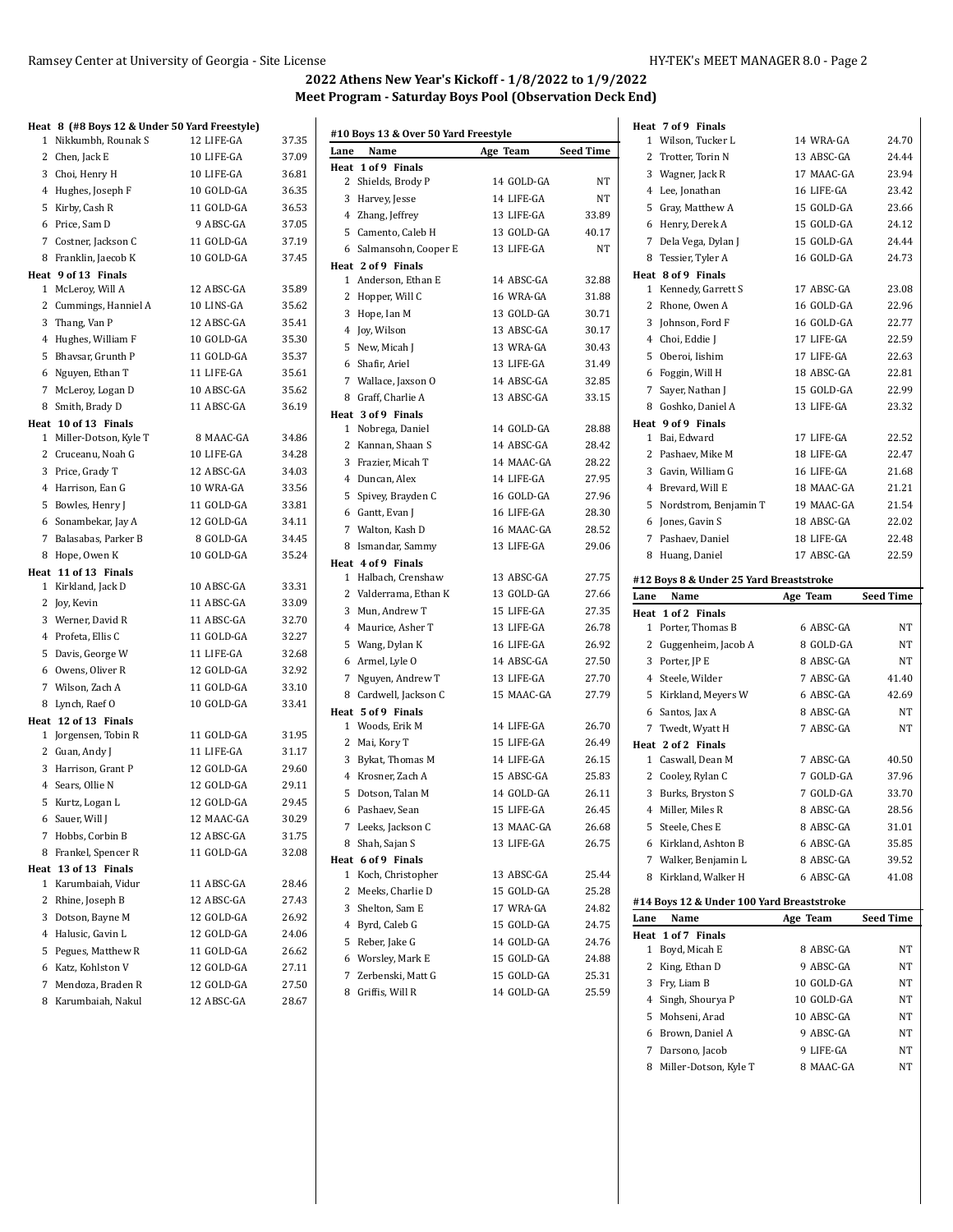## 2022 Athens New Year's Kickoff - 1/8/2022 to 1/9/2022
## Meet Program - Saturday Boys Pool (Observation Deck End)

**Heat 8 (#8 Boys 12 & Under 50 Yard Freestyle)**

| Lane | Name | Age | Team | Seed Time |
|---|---|---|---|---|
| 1 | Nikkumbh, Rounak S | 12 | LIFE-GA | 37.35 |
| 2 | Chen, Jack E | 10 | LIFE-GA | 37.09 |
| 3 | Choi, Henry H | 10 | LIFE-GA | 36.81 |
| 4 | Hughes, Joseph F | 10 | GOLD-GA | 36.35 |
| 5 | Kirby, Cash R | 11 | GOLD-GA | 36.53 |
| 6 | Price, Sam D | 9 | ABSC-GA | 37.05 |
| 7 | Costner, Jackson C | 11 | GOLD-GA | 37.19 |
| 8 | Franklin, Jaecob K | 10 | GOLD-GA | 37.45 |
| **Heat 9 of 13 Finals** | | | | |
| 1 | McLeroy, Will A | 12 | ABSC-GA | 35.89 |
| 2 | Cummings, Hanniel A | 10 | LINS-GA | 35.62 |
| 3 | Thang, Van P | 12 | ABSC-GA | 35.41 |
| 4 | Hughes, William F | 10 | GOLD-GA | 35.30 |
| 5 | Bhavsar, Grunth P | 11 | GOLD-GA | 35.37 |
| 6 | Nguyen, Ethan T | 11 | LIFE-GA | 35.61 |
| 7 | McLeroy, Logan D | 10 | ABSC-GA | 35.62 |
| 8 | Smith, Brady D | 11 | ABSC-GA | 36.19 |
| **Heat 10 of 13 Finals** | | | | |
| 1 | Miller-Dotson, Kyle T | 8 | MAAC-GA | 34.86 |
| 2 | Cruceanu, Noah G | 10 | LIFE-GA | 34.28 |
| 3 | Price, Grady T | 12 | ABSC-GA | 34.03 |
| 4 | Harrison, Ean G | 10 | WRA-GA | 33.56 |
| 5 | Bowles, Henry J | 11 | GOLD-GA | 33.81 |
| 6 | Sonambekar, Jay A | 12 | GOLD-GA | 34.11 |
| 7 | Balasabas, Parker B | 8 | GOLD-GA | 34.45 |
| 8 | Hope, Owen K | 10 | GOLD-GA | 35.24 |
| **Heat 11 of 13 Finals** | | | | |
| 1 | Kirkland, Jack D | 10 | ABSC-GA | 33.31 |
| 2 | Joy, Kevin | 11 | ABSC-GA | 33.09 |
| 3 | Werner, David R | 11 | ABSC-GA | 32.70 |
| 4 | Profeta, Ellis C | 11 | GOLD-GA | 32.27 |
| 5 | Davis, George W | 11 | LIFE-GA | 32.68 |
| 6 | Owens, Oliver R | 12 | GOLD-GA | 32.92 |
| 7 | Wilson, Zach A | 11 | GOLD-GA | 33.10 |
| 8 | Lynch, Raef O | 10 | GOLD-GA | 33.41 |
| **Heat 12 of 13 Finals** | | | | |
| 1 | Jorgensen, Tobin R | 11 | GOLD-GA | 31.95 |
| 2 | Guan, Andy J | 11 | LIFE-GA | 31.17 |
| 3 | Harrison, Grant P | 12 | GOLD-GA | 29.60 |
| 4 | Sears, Ollie N | 12 | GOLD-GA | 29.11 |
| 5 | Kurtz, Logan L | 12 | GOLD-GA | 29.45 |
| 6 | Sauer, Will J | 12 | MAAC-GA | 30.29 |
| 7 | Hobbs, Corbin B | 12 | ABSC-GA | 31.75 |
| 8 | Frankel, Spencer R | 11 | GOLD-GA | 32.08 |
| **Heat 13 of 13 Finals** | | | | |
| 1 | Karumbaiah, Vidur | 11 | ABSC-GA | 28.46 |
| 2 | Rhine, Joseph B | 12 | ABSC-GA | 27.43 |
| 3 | Dotson, Bayne M | 12 | GOLD-GA | 26.92 |
| 4 | Halusic, Gavin L | 12 | GOLD-GA | 24.06 |
| 5 | Pegues, Matthew R | 11 | GOLD-GA | 26.62 |
| 6 | Katz, Kohlston V | 12 | GOLD-GA | 27.11 |
| 7 | Mendoza, Braden R | 12 | GOLD-GA | 27.50 |
| 8 | Karumbaiah, Nakul | 12 | ABSC-GA | 28.67 |

### #10 Boys 13 & Over 50 Yard Freestyle

| Lane | Name | Age | Team | Seed Time |
|---|---|---|---|---|
| **Heat 1 of 9 Finals** | | | | |
| 2 | Shields, Brody P | 14 | GOLD-GA | NT |
| 3 | Harvey, Jesse | 14 | LIFE-GA | NT |
| 4 | Zhang, Jeffrey | 13 | LIFE-GA | 33.89 |
| 5 | Camento, Caleb H | 13 | GOLD-GA | 40.17 |
| 6 | Salmansohn, Cooper E | 13 | LIFE-GA | NT |
| **Heat 2 of 9 Finals** | | | | |
| 1 | Anderson, Ethan E | 14 | ABSC-GA | 32.88 |
| 2 | Hopper, Will C | 16 | WRA-GA | 31.88 |
| 3 | Hope, Ian M | 13 | GOLD-GA | 30.71 |
| 4 | Joy, Wilson | 13 | ABSC-GA | 30.17 |
| 5 | New, Micah J | 13 | WRA-GA | 30.43 |
| 6 | Shafir, Ariel | 13 | LIFE-GA | 31.49 |
| 7 | Wallace, Jaxson O | 14 | ABSC-GA | 32.85 |
| 8 | Graff, Charlie A | 13 | ABSC-GA | 33.15 |
| **Heat 3 of 9 Finals** | | | | |
| 1 | Nobrega, Daniel | 14 | GOLD-GA | 28.88 |
| 2 | Kannan, Shaan S | 14 | ABSC-GA | 28.42 |
| 3 | Frazier, Micah T | 14 | MAAC-GA | 28.22 |
| 4 | Duncan, Alex | 14 | LIFE-GA | 27.95 |
| 5 | Spivey, Brayden C | 16 | GOLD-GA | 27.96 |
| 6 | Gantt, Evan J | 16 | LIFE-GA | 28.30 |
| 7 | Walton, Kash D | 16 | MAAC-GA | 28.52 |
| 8 | Ismandar, Sammy | 13 | LIFE-GA | 29.06 |
| **Heat 4 of 9 Finals** | | | | |
| 1 | Halbach, Crenshaw | 13 | ABSC-GA | 27.75 |
| 2 | Valderrama, Ethan K | 13 | GOLD-GA | 27.66 |
| 3 | Mun, Andrew T | 15 | LIFE-GA | 27.35 |
| 4 | Maurice, Asher T | 13 | LIFE-GA | 26.78 |
| 5 | Wang, Dylan K | 16 | LIFE-GA | 26.92 |
| 6 | Armel, Lyle O | 14 | ABSC-GA | 27.50 |
| 7 | Nguyen, Andrew T | 13 | LIFE-GA | 27.70 |
| 8 | Cardwell, Jackson C | 15 | MAAC-GA | 27.79 |
| **Heat 5 of 9 Finals** | | | | |
| 1 | Woods, Erik M | 14 | LIFE-GA | 26.70 |
| 2 | Mai, Kory T | 15 | LIFE-GA | 26.49 |
| 3 | Bykat, Thomas M | 14 | LIFE-GA | 26.15 |
| 4 | Krosner, Zach A | 15 | ABSC-GA | 25.83 |
| 5 | Dotson, Talan M | 14 | GOLD-GA | 26.11 |
| 6 | Pashaev, Sean | 15 | LIFE-GA | 26.45 |
| 7 | Leeks, Jackson C | 13 | MAAC-GA | 26.68 |
| 8 | Shah, Sajan S | 13 | LIFE-GA | 26.75 |
| **Heat 6 of 9 Finals** | | | | |
| 1 | Koch, Christopher | 13 | ABSC-GA | 25.44 |
| 2 | Meeks, Charlie D | 15 | GOLD-GA | 25.28 |
| 3 | Shelton, Sam E | 17 | WRA-GA | 24.82 |
| 4 | Byrd, Caleb G | 15 | GOLD-GA | 24.75 |
| 5 | Reber, Jake G | 14 | GOLD-GA | 24.76 |
| 6 | Worsley, Mark E | 15 | GOLD-GA | 24.88 |
| 7 | Zerbenski, Matt G | 15 | GOLD-GA | 25.31 |
| 8 | Griffis, Will R | 14 | GOLD-GA | 25.59 |
| **Heat 7 of 9 Finals** | | | | |
| 1 | Wilson, Tucker L | 14 | WRA-GA | 24.70 |
| 2 | Trotter, Torin N | 13 | ABSC-GA | 24.44 |
| 3 | Wagner, Jack R | 17 | MAAC-GA | 23.94 |
| 4 | Lee, Jonathan | 16 | LIFE-GA | 23.42 |
| 5 | Gray, Matthew A | 15 | GOLD-GA | 23.66 |
| 6 | Henry, Derek A | 15 | GOLD-GA | 24.12 |
| 7 | Dela Vega, Dylan J | 15 | GOLD-GA | 24.44 |
| 8 | Tessier, Tyler A | 16 | GOLD-GA | 24.73 |
| **Heat 8 of 9 Finals** | | | | |
| 1 | Kennedy, Garrett S | 17 | ABSC-GA | 23.08 |
| 2 | Rhone, Owen A | 16 | GOLD-GA | 22.96 |
| 3 | Johnson, Ford F | 16 | GOLD-GA | 22.77 |
| 4 | Choi, Eddie J | 17 | LIFE-GA | 22.59 |
| 5 | Oberoi, Iishim | 17 | LIFE-GA | 22.63 |
| 6 | Foggin, Will H | 18 | ABSC-GA | 22.81 |
| 7 | Sayer, Nathan J | 15 | GOLD-GA | 22.99 |
| 8 | Goshko, Daniel A | 13 | LIFE-GA | 23.32 |
| **Heat 9 of 9 Finals** | | | | |
| 1 | Bai, Edward | 17 | LIFE-GA | 22.52 |
| 2 | Pashaev, Mike M | 18 | LIFE-GA | 22.47 |
| 3 | Gavin, William G | 16 | LIFE-GA | 21.68 |
| 4 | Brevard, Will E | 18 | MAAC-GA | 21.21 |
| 5 | Nordstrom, Benjamin T | 19 | MAAC-GA | 21.54 |
| 6 | Jones, Gavin S | 18 | ABSC-GA | 22.02 |
| 7 | Pashaev, Daniel | 18 | LIFE-GA | 22.48 |
| 8 | Huang, Daniel | 17 | ABSC-GA | 22.59 |

### #12 Boys 8 & Under 25 Yard Breaststroke

| Lane | Name | Age | Team | Seed Time |
|---|---|---|---|---|
| **Heat 1 of 2 Finals** | | | | |
| 1 | Porter, Thomas B | 6 | ABSC-GA | NT |
| 2 | Guggenheim, Jacob A | 8 | GOLD-GA | NT |
| 3 | Porter, JP E | 8 | ABSC-GA | NT |
| 4 | Steele, Wilder | 7 | ABSC-GA | 41.40 |
| 5 | Kirkland, Meyers W | 6 | ABSC-GA | 42.69 |
| 6 | Santos, Jax A | 8 | ABSC-GA | NT |
| 7 | Twedt, Wyatt H | 7 | ABSC-GA | NT |
| **Heat 2 of 2 Finals** | | | | |
| 1 | Caswall, Dean M | 7 | ABSC-GA | 40.50 |
| 2 | Cooley, Rylan C | 7 | GOLD-GA | 37.96 |
| 3 | Burks, Bryston S | 7 | GOLD-GA | 33.70 |
| 4 | Miller, Miles R | 8 | ABSC-GA | 28.56 |
| 5 | Steele, Ches E | 8 | ABSC-GA | 31.01 |
| 6 | Kirkland, Ashton B | 6 | ABSC-GA | 35.85 |
| 7 | Walker, Benjamin L | 8 | ABSC-GA | 39.52 |
| 8 | Kirkland, Walker H | 6 | ABSC-GA | 41.08 |

### #14 Boys 12 & Under 100 Yard Breaststroke

| Lane | Name | Age | Team | Seed Time |
|---|---|---|---|---|
| **Heat 1 of 7 Finals** | | | | |
| 1 | Boyd, Micah E | 8 | ABSC-GA | NT |
| 2 | King, Ethan D | 9 | ABSC-GA | NT |
| 3 | Fry, Liam B | 10 | GOLD-GA | NT |
| 4 | Singh, Shourya P | 10 | GOLD-GA | NT |
| 5 | Mohseni, Arad | 10 | ABSC-GA | NT |
| 6 | Brown, Daniel A | 9 | ABSC-GA | NT |
| 7 | Darsono, Jacob | 9 | LIFE-GA | NT |
| 8 | Miller-Dotson, Kyle T | 8 | MAAC-GA | NT |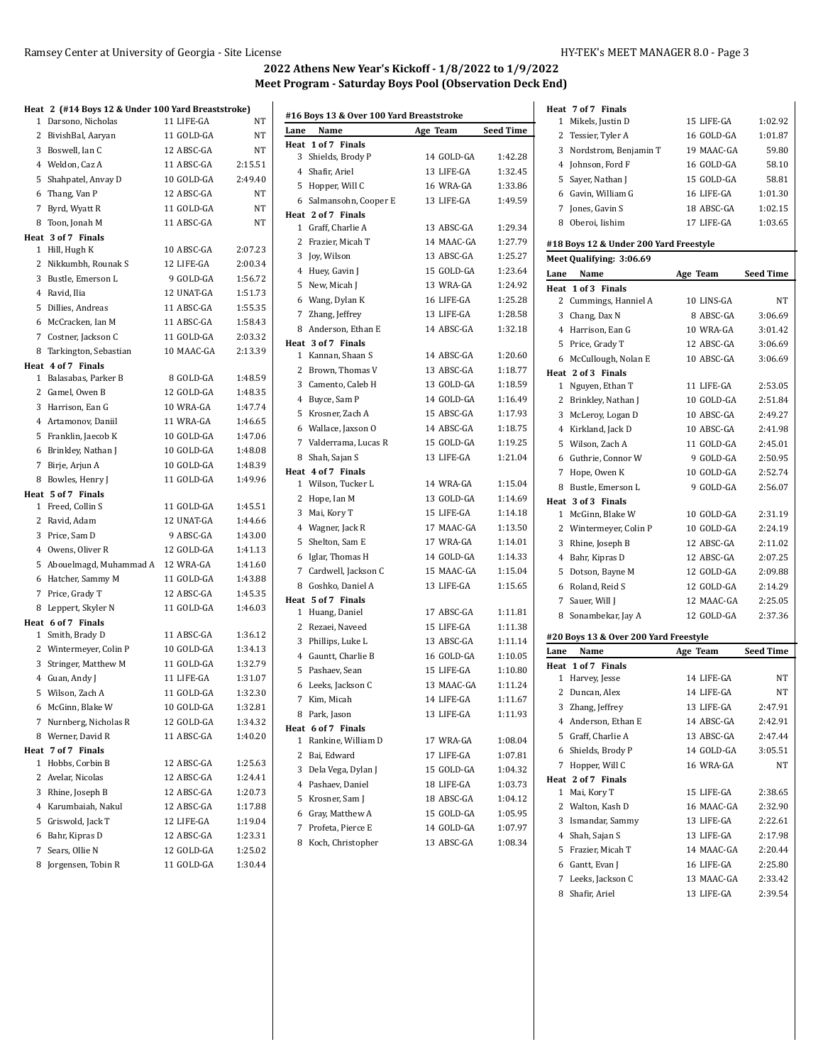## 2022 Athens New Year's Kickoff - 1/8/2022 to 1/9/2022

## Meet Program - Saturday Boys Pool (Observation Deck End)

**Heat 2 (#14 Boys 12 & Under 100 Yard Breaststroke)**

| Lane | Name | Age | Team | Seed Time |
|---|---|---|---|---|
| 1 | Darsono, Nicholas | 11 | LIFE-GA | NT |
| 2 | BivishBal, Aaryan | 11 | GOLD-GA | NT |
| 3 | Boswell, Ian C | 12 | ABSC-GA | NT |
| 4 | Weldon, Caz A | 11 | ABSC-GA | 2:15.51 |
| 5 | Shahpatel, Anvay D | 10 | GOLD-GA | 2:49.40 |
| 6 | Thang, Van P | 12 | ABSC-GA | NT |
| 7 | Byrd, Wyatt R | 11 | GOLD-GA | NT |
| 8 | Toon, Jonah M | 11 | ABSC-GA | NT |
| **Heat 3 of 7 Finals** | | | | |
| 1 | Hill, Hugh K | 10 | ABSC-GA | 2:07.23 |
| 2 | Nikkumbh, Rounak S | 12 | LIFE-GA | 2:00.34 |
| 3 | Bustle, Emerson L | 9 | GOLD-GA | 1:56.72 |
| 4 | Ravid, Ilia | 12 | UNAT-GA | 1:51.73 |
| 5 | Dillies, Andreas | 11 | ABSC-GA | 1:55.35 |
| 6 | McCracken, Ian M | 11 | ABSC-GA | 1:58.43 |
| 7 | Costner, Jackson C | 11 | GOLD-GA | 2:03.32 |
| 8 | Tarkington, Sebastian | 10 | MAAC-GA | 2:13.39 |
| **Heat 4 of 7 Finals** | | | | |
| 1 | Balasabas, Parker B | 8 | GOLD-GA | 1:48.59 |
| 2 | Gamel, Owen B | 12 | GOLD-GA | 1:48.35 |
| 3 | Harrison, Ean G | 10 | WRA-GA | 1:47.74 |
| 4 | Artamonov, Daniil | 11 | WRA-GA | 1:46.65 |
| 5 | Franklin, Jaecob K | 10 | GOLD-GA | 1:47.06 |
| 6 | Brinkley, Nathan J | 10 | GOLD-GA | 1:48.08 |
| 7 | Birje, Arjun A | 10 | GOLD-GA | 1:48.39 |
| 8 | Bowles, Henry J | 11 | GOLD-GA | 1:49.96 |
| **Heat 5 of 7 Finals** | | | | |
| 1 | Freed, Collin S | 11 | GOLD-GA | 1:45.51 |
| 2 | Ravid, Adam | 12 | UNAT-GA | 1:44.66 |
| 3 | Price, Sam D | 9 | ABSC-GA | 1:43.00 |
| 4 | Owens, Oliver R | 12 | GOLD-GA | 1:41.13 |
| 5 | Abouelmagd, Muhammad A | 12 | WRA-GA | 1:41.60 |
| 6 | Hatcher, Sammy M | 11 | GOLD-GA | 1:43.88 |
| 7 | Price, Grady T | 12 | ABSC-GA | 1:45.35 |
| 8 | Leppert, Skyler N | 11 | GOLD-GA | 1:46.03 |
| **Heat 6 of 7 Finals** | | | | |
| 1 | Smith, Brady D | 11 | ABSC-GA | 1:36.12 |
| 2 | Wintermeyer, Colin P | 10 | GOLD-GA | 1:34.13 |
| 3 | Stringer, Matthew M | 11 | GOLD-GA | 1:32.79 |
| 4 | Guan, Andy J | 11 | LIFE-GA | 1:31.07 |
| 5 | Wilson, Zach A | 11 | GOLD-GA | 1:32.30 |
| 6 | McGinn, Blake W | 10 | GOLD-GA | 1:32.81 |
| 7 | Nurnberg, Nicholas R | 12 | GOLD-GA | 1:34.32 |
| 8 | Werner, David R | 11 | ABSC-GA | 1:40.20 |
| **Heat 7 of 7 Finals** | | | | |
| 1 | Hobbs, Corbin B | 12 | ABSC-GA | 1:25.63 |
| 2 | Avelar, Nicolas | 12 | ABSC-GA | 1:24.41 |
| 3 | Rhine, Joseph B | 12 | ABSC-GA | 1:20.73 |
| 4 | Karumbaiah, Nakul | 12 | ABSC-GA | 1:17.88 |
| 5 | Griswold, Jack T | 12 | LIFE-GA | 1:19.04 |
| 6 | Bahr, Kipras D | 12 | ABSC-GA | 1:23.31 |
| 7 | Sears, Ollie N | 12 | GOLD-GA | 1:25.02 |
| 8 | Jorgensen, Tobin R | 11 | GOLD-GA | 1:30.44 |

**#16 Boys 13 & Over 100 Yard Breaststroke**

| Lane | Name | Age | Team | Seed Time |
|---|---|---|---|---|
| **Heat 1 of 7 Finals** | | | | |
| 3 | Shields, Brody P | 14 | GOLD-GA | 1:42.28 |
| 4 | Shafir, Ariel | 13 | LIFE-GA | 1:32.45 |
| 5 | Hopper, Will C | 16 | WRA-GA | 1:33.86 |
| 6 | Salmansohn, Cooper E | 13 | LIFE-GA | 1:49.59 |
| **Heat 2 of 7 Finals** | | | | |
| 1 | Graff, Charlie A | 13 | ABSC-GA | 1:29.34 |
| 2 | Frazier, Micah T | 14 | MAAC-GA | 1:27.79 |
| 3 | Joy, Wilson | 13 | ABSC-GA | 1:25.27 |
| 4 | Huey, Gavin J | 15 | GOLD-GA | 1:23.64 |
| 5 | New, Micah J | 13 | WRA-GA | 1:24.92 |
| 6 | Wang, Dylan K | 16 | LIFE-GA | 1:25.28 |
| 7 | Zhang, Jeffrey | 13 | LIFE-GA | 1:28.58 |
| 8 | Anderson, Ethan E | 14 | ABSC-GA | 1:32.18 |
| **Heat 3 of 7 Finals** | | | | |
| 1 | Kannan, Shaan S | 14 | ABSC-GA | 1:20.60 |
| 2 | Brown, Thomas V | 13 | ABSC-GA | 1:18.77 |
| 3 | Camento, Caleb H | 13 | GOLD-GA | 1:18.59 |
| 4 | Buyce, Sam P | 14 | GOLD-GA | 1:16.49 |
| 5 | Krosner, Zach A | 15 | ABSC-GA | 1:17.93 |
| 6 | Wallace, Jaxson O | 14 | ABSC-GA | 1:18.75 |
| 7 | Valderrama, Lucas R | 15 | GOLD-GA | 1:19.25 |
| 8 | Shah, Sajan S | 13 | LIFE-GA | 1:21.04 |
| **Heat 4 of 7 Finals** | | | | |
| 1 | Wilson, Tucker L | 14 | WRA-GA | 1:15.04 |
| 2 | Hope, Ian M | 13 | GOLD-GA | 1:14.69 |
| 3 | Mai, Kory T | 15 | LIFE-GA | 1:14.18 |
| 4 | Wagner, Jack R | 17 | MAAC-GA | 1:13.50 |
| 5 | Shelton, Sam E | 17 | WRA-GA | 1:14.01 |
| 6 | Iglar, Thomas H | 14 | GOLD-GA | 1:14.33 |
| 7 | Cardwell, Jackson C | 15 | MAAC-GA | 1:15.04 |
| 8 | Goshko, Daniel A | 13 | LIFE-GA | 1:15.65 |
| **Heat 5 of 7 Finals** | | | | |
| 1 | Huang, Daniel | 17 | ABSC-GA | 1:11.81 |
| 2 | Rezaei, Naveed | 15 | LIFE-GA | 1:11.38 |
| 3 | Phillips, Luke L | 13 | ABSC-GA | 1:11.14 |
| 4 | Gauntt, Charlie B | 16 | GOLD-GA | 1:10.05 |
| 5 | Pashaev, Sean | 15 | LIFE-GA | 1:10.80 |
| 6 | Leeks, Jackson C | 13 | MAAC-GA | 1:11.24 |
| 7 | Kim, Micah | 14 | LIFE-GA | 1:11.67 |
| 8 | Park, Jason | 13 | LIFE-GA | 1:11.93 |
| **Heat 6 of 7 Finals** | | | | |
| 1 | Rankine, William D | 17 | WRA-GA | 1:08.04 |
| 2 | Bai, Edward | 17 | LIFE-GA | 1:07.81 |
| 3 | Dela Vega, Dylan J | 15 | GOLD-GA | 1:04.32 |
| 4 | Pashaev, Daniel | 18 | LIFE-GA | 1:03.73 |
| 5 | Krosner, Sam J | 18 | ABSC-GA | 1:04.12 |
| 6 | Gray, Matthew A | 15 | GOLD-GA | 1:05.95 |
| 7 | Profeta, Pierce E | 14 | GOLD-GA | 1:07.97 |
| 8 | Koch, Christopher | 13 | ABSC-GA | 1:08.34 |
| **Heat 7 of 7 Finals** | | | | |
| 1 | Mikels, Justin D | 15 | LIFE-GA | 1:02.92 |
| 2 | Tessier, Tyler A | 16 | GOLD-GA | 1:01.87 |
| 3 | Nordstrom, Benjamin T | 19 | MAAC-GA | 59.80 |
| 4 | Johnson, Ford F | 16 | GOLD-GA | 58.10 |
| 5 | Sayer, Nathan J | 15 | GOLD-GA | 58.81 |
| 6 | Gavin, William G | 16 | LIFE-GA | 1:01.30 |
| 7 | Jones, Gavin S | 18 | ABSC-GA | 1:02.15 |
| 8 | Oberoi, Iishim | 17 | LIFE-GA | 1:03.65 |

**#18 Boys 12 & Under 200 Yard Freestyle**

Meet Qualifying: 3:06.69

| Lane | Name | Age | Team | Seed Time |
|---|---|---|---|---|
| **Heat 1 of 3 Finals** | | | | |
| 2 | Cummings, Hanniel A | 10 | LINS-GA | NT |
| 3 | Chang, Dax N | 8 | ABSC-GA | 3:06.69 |
| 4 | Harrison, Ean G | 10 | WRA-GA | 3:01.42 |
| 5 | Price, Grady T | 12 | ABSC-GA | 3:06.69 |
| 6 | McCullough, Nolan E | 10 | ABSC-GA | 3:06.69 |
| **Heat 2 of 3 Finals** | | | | |
| 1 | Nguyen, Ethan T | 11 | LIFE-GA | 2:53.05 |
| 2 | Brinkley, Nathan J | 10 | GOLD-GA | 2:51.84 |
| 3 | McLeroy, Logan D | 10 | ABSC-GA | 2:49.27 |
| 4 | Kirkland, Jack D | 10 | ABSC-GA | 2:41.98 |
| 5 | Wilson, Zach A | 11 | GOLD-GA | 2:45.01 |
| 6 | Guthrie, Connor W | 9 | GOLD-GA | 2:50.95 |
| 7 | Hope, Owen K | 10 | GOLD-GA | 2:52.74 |
| 8 | Bustle, Emerson L | 9 | GOLD-GA | 2:56.07 |
| **Heat 3 of 3 Finals** | | | | |
| 1 | McGinn, Blake W | 10 | GOLD-GA | 2:31.19 |
| 2 | Wintermeyer, Colin P | 10 | GOLD-GA | 2:24.19 |
| 3 | Rhine, Joseph B | 12 | ABSC-GA | 2:11.02 |
| 4 | Bahr, Kipras D | 12 | ABSC-GA | 2:07.25 |
| 5 | Dotson, Bayne M | 12 | GOLD-GA | 2:09.88 |
| 6 | Roland, Reid S | 12 | GOLD-GA | 2:14.29 |
| 7 | Sauer, Will J | 12 | MAAC-GA | 2:25.05 |
| 8 | Sonambekar, Jay A | 12 | GOLD-GA | 2:37.36 |

**#20 Boys 13 & Over 200 Yard Freestyle**

| Lane | Name | Age | Team | Seed Time |
|---|---|---|---|---|
| **Heat 1 of 7 Finals** | | | | |
| 1 | Harvey, Jesse | 14 | LIFE-GA | NT |
| 2 | Duncan, Alex | 14 | LIFE-GA | NT |
| 3 | Zhang, Jeffrey | 13 | LIFE-GA | 2:47.91 |
| 4 | Anderson, Ethan E | 14 | ABSC-GA | 2:42.91 |
| 5 | Graff, Charlie A | 13 | ABSC-GA | 2:47.44 |
| 6 | Shields, Brody P | 14 | GOLD-GA | 3:05.51 |
| 7 | Hopper, Will C | 16 | WRA-GA | NT |
| **Heat 2 of 7 Finals** | | | | |
| 1 | Mai, Kory T | 15 | LIFE-GA | 2:38.65 |
| 2 | Walton, Kash D | 16 | MAAC-GA | 2:32.90 |
| 3 | Ismandar, Sammy | 13 | LIFE-GA | 2:22.61 |
| 4 | Shah, Sajan S | 13 | LIFE-GA | 2:17.98 |
| 5 | Frazier, Micah T | 14 | MAAC-GA | 2:20.44 |
| 6 | Gantt, Evan J | 16 | LIFE-GA | 2:25.80 |
| 7 | Leeks, Jackson C | 13 | MAAC-GA | 2:33.42 |
| 8 | Shafir, Ariel | 13 | LIFE-GA | 2:39.54 |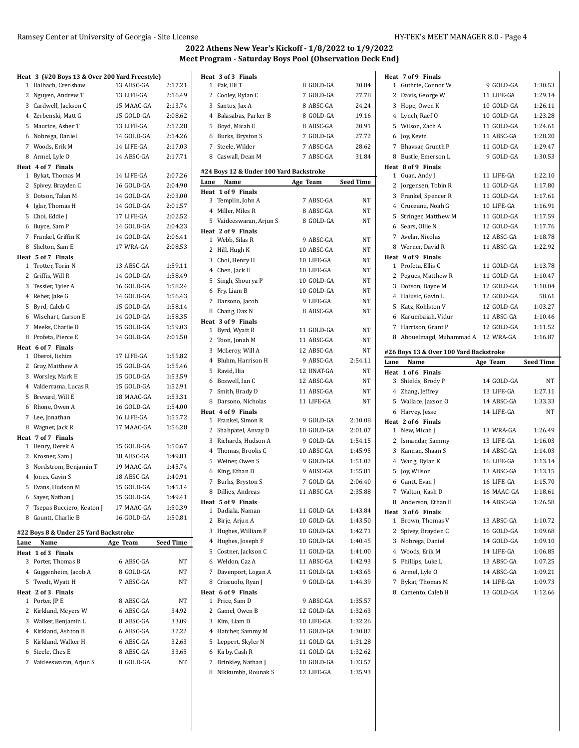## 2022 Athens New Year's Kickoff - 1/8/2022 to 1/9/2022
## Meet Program - Saturday Boys Pool (Observation Deck End)

**Heat 3 (#20 Boys 13 & Over 200 Yard Freestyle)**

| Lane | Name | Age | Team | Seed Time |
|---|---|---|---|---|
| 1 | Halbach, Crenshaw | 13 | ABSC-GA | 2:17.21 |
| 2 | Nguyen, Andrew T | 13 | LIFE-GA | 2:16.49 |
| 3 | Cardwell, Jackson C | 15 | MAAC-GA | 2:13.74 |
| 4 | Zerbenski, Matt G | 15 | GOLD-GA | 2:08.62 |
| 5 | Maurice, Asher T | 13 | LIFE-GA | 2:12.28 |
| 6 | Nobrega, Daniel | 14 | GOLD-GA | 2:14.26 |
| 7 | Woods, Erik M | 14 | LIFE-GA | 2:17.03 |
| 8 | Armel, Lyle O | 14 | ABSC-GA | 2:17.71 |

**Heat 4 of 7 Finals**

| Lane | Name | Age | Team | Seed Time |
|---|---|---|---|---|
| 1 | Bykat, Thomas M | 14 | LIFE-GA | 2:07.26 |
| 2 | Spivey, Brayden C | 16 | GOLD-GA | 2:04.90 |
| 3 | Dotson, Talan M | 14 | GOLD-GA | 2:03.00 |
| 4 | Iglar, Thomas H | 14 | GOLD-GA | 2:01.57 |
| 5 | Choi, Eddie J | 17 | LIFE-GA | 2:02.52 |
| 6 | Buyce, Sam P | 14 | GOLD-GA | 2:04.23 |
| 7 | Frankel, Griffin K | 14 | GOLD-GA | 2:06.41 |
| 8 | Shelton, Sam E | 17 | WRA-GA | 2:08.53 |

**Heat 5 of 7 Finals**

| Lane | Name | Age | Team | Seed Time |
|---|---|---|---|---|
| 1 | Trotter, Torin N | 13 | ABSC-GA | 1:59.11 |
| 2 | Griffis, Will R | 14 | GOLD-GA | 1:58.49 |
| 3 | Tessier, Tyler A | 16 | GOLD-GA | 1:58.24 |
| 4 | Reber, Jake G | 14 | GOLD-GA | 1:56.43 |
| 5 | Byrd, Caleb G | 15 | GOLD-GA | 1:58.14 |
| 6 | Wisehart, Carson E | 14 | GOLD-GA | 1:58.35 |
| 7 | Meeks, Charlie D | 15 | GOLD-GA | 1:59.03 |
| 8 | Profeta, Pierce E | 14 | GOLD-GA | 2:01.50 |

**Heat 6 of 7 Finals**

| Lane | Name | Age | Team | Seed Time |
|---|---|---|---|---|
| 1 | Oberoi, Iishim | 17 | LIFE-GA | 1:55.82 |
| 2 | Gray, Matthew A | 15 | GOLD-GA | 1:55.46 |
| 3 | Worsley, Mark E | 15 | GOLD-GA | 1:53.59 |
| 4 | Valderrama, Lucas R | 15 | GOLD-GA | 1:52.91 |
| 5 | Brevard, Will E | 18 | MAAC-GA | 1:53.31 |
| 6 | Rhone, Owen A | 16 | GOLD-GA | 1:54.00 |
| 7 | Lee, Jonathan | 16 | LIFE-GA | 1:55.72 |
| 8 | Wagner, Jack R | 17 | MAAC-GA | 1:56.28 |

**Heat 7 of 7 Finals**

| Lane | Name | Age | Team | Seed Time |
|---|---|---|---|---|
| 1 | Henry, Derek A | 15 | GOLD-GA | 1:50.67 |
| 2 | Krosner, Sam J | 18 | ABSC-GA | 1:49.81 |
| 3 | Nordstrom, Benjamin T | 19 | MAAC-GA | 1:45.74 |
| 4 | Jones, Gavin S | 18 | ABSC-GA | 1:40.91 |
| 5 | Evans, Hudson M | 15 | GOLD-GA | 1:45.14 |
| 6 | Sayer, Nathan J | 15 | GOLD-GA | 1:49.41 |
| 7 | Tsepas Bucciero, Keaton J | 17 | MAAC-GA | 1:50.39 |
| 8 | Gauntt, Charlie B | 16 | GOLD-GA | 1:50.81 |

### #22 Boys 8 & Under 25 Yard Backstroke

**Heat 1 of 3 Finals**

| Lane | Name | Age | Team | Seed Time |
|---|---|---|---|---|
| 3 | Porter, Thomas B | 6 | ABSC-GA | NT |
| 4 | Guggenheim, Jacob A | 8 | GOLD-GA | NT |
| 5 | Twedt, Wyatt H | 7 | ABSC-GA | NT |

**Heat 2 of 3 Finals**

| Lane | Name | Age | Team | Seed Time |
|---|---|---|---|---|
| 1 | Porter, JP E | 8 | ABSC-GA | NT |
| 2 | Kirkland, Meyers W | 6 | ABSC-GA | 34.92 |
| 3 | Walker, Benjamin L | 8 | ABSC-GA | 33.09 |
| 4 | Kirkland, Ashton B | 6 | ABSC-GA | 32.22 |
| 5 | Kirkland, Walker H | 6 | ABSC-GA | 32.63 |
| 6 | Steele, Ches E | 8 | ABSC-GA | 33.65 |
| 7 | Vaideeswaran, Arjun S | 8 | GOLD-GA | NT |

**Heat 3 of 3 Finals**

| Lane | Name | Age | Team | Seed Time |
|---|---|---|---|---|
| 1 | Pak, Eli T | 8 | GOLD-GA | 30.84 |
| 2 | Cooley, Rylan C | 7 | GOLD-GA | 27.78 |
| 3 | Santos, Jax A | 8 | ABSC-GA | 24.24 |
| 4 | Balasabas, Parker B | 8 | GOLD-GA | 19.16 |
| 5 | Boyd, Micah E | 8 | ABSC-GA | 20.91 |
| 6 | Burks, Bryston S | 7 | GOLD-GA | 27.72 |
| 7 | Steele, Wilder | 7 | ABSC-GA | 28.62 |
| 8 | Caswall, Dean M | 7 | ABSC-GA | 31.84 |

### #24 Boys 12 & Under 100 Yard Backstroke

**Heat 1 of 9 Finals**

| Lane | Name | Age | Team | Seed Time |
|---|---|---|---|---|
| 3 | Templin, John A | 7 | ABSC-GA | NT |
| 4 | Miller, Miles R | 8 | ABSC-GA | NT |
| 5 | Vaideeswaran, Arjun S | 8 | GOLD-GA | NT |

**Heat 2 of 9 Finals**

| Lane | Name | Age | Team | Seed Time |
|---|---|---|---|---|
| 1 | Webb, Silas R | 9 | ABSC-GA | NT |
| 2 | Hill, Hugh K | 10 | ABSC-GA | NT |
| 3 | Choi, Henry H | 10 | LIFE-GA | NT |
| 4 | Chen, Jack E | 10 | LIFE-GA | NT |
| 5 | Singh, Shourya P | 10 | GOLD-GA | NT |
| 6 | Fry, Liam B | 10 | GOLD-GA | NT |
| 7 | Darsono, Jacob | 9 | LIFE-GA | NT |
| 8 | Chang, Dax N | 8 | ABSC-GA | NT |

**Heat 3 of 9 Finals**

| Lane | Name | Age | Team | Seed Time |
|---|---|---|---|---|
| 1 | Byrd, Wyatt R | 11 | GOLD-GA | NT |
| 2 | Toon, Jonah M | 11 | ABSC-GA | NT |
| 3 | McLeroy, Will A | 12 | ABSC-GA | NT |
| 4 | Bluhm, Harrison H | 9 | ABSC-GA | 2:54.11 |
| 5 | Ravid, Ilia | 12 | UNAT-GA | NT |
| 6 | Boswell, Ian C | 12 | ABSC-GA | NT |
| 7 | Smith, Brady D | 11 | ABSC-GA | NT |
| 8 | Darsono, Nicholas | 11 | LIFE-GA | NT |

**Heat 4 of 9 Finals**

| Lane | Name | Age | Team | Seed Time |
|---|---|---|---|---|
| 1 | Frankel, Simon R | 9 | GOLD-GA | 2:10.08 |
| 2 | Shahpatel, Anvay D | 10 | GOLD-GA | 2:01.07 |
| 3 | Richards, Hudson A | 9 | GOLD-GA | 1:54.15 |
| 4 | Thomas, Brooks C | 10 | ABSC-GA | 1:45.95 |
| 5 | Weiner, Owen S | 9 | GOLD-GA | 1:51.02 |
| 6 | King, Ethan D | 9 | ABSC-GA | 1:55.81 |
| 7 | Burks, Bryston S | 7 | GOLD-GA | 2:06.40 |
| 8 | Dillies, Andreas | 11 | ABSC-GA | 2:35.88 |

**Heat 5 of 9 Finals**

| Lane | Name | Age | Team | Seed Time |
|---|---|---|---|---|
| 1 | Dadiala, Naman | 11 | GOLD-GA | 1:43.84 |
| 2 | Birje, Arjun A | 10 | GOLD-GA | 1:43.50 |
| 3 | Hughes, William F | 10 | GOLD-GA | 1:42.71 |
| 4 | Hughes, Joseph F | 10 | GOLD-GA | 1:40.45 |
| 5 | Costner, Jackson C | 11 | GOLD-GA | 1:41.00 |
| 6 | Weldon, Caz A | 11 | ABSC-GA | 1:42.93 |
| 7 | Davenport, Logan A | 11 | GOLD-GA | 1:43.65 |
| 8 | Criscuolo, Ryan J | 9 | GOLD-GA | 1:44.39 |

**Heat 6 of 9 Finals**

| Lane | Name | Age | Team | Seed Time |
|---|---|---|---|---|
| 1 | Price, Sam D | 9 | ABSC-GA | 1:35.57 |
| 2 | Gamel, Owen B | 12 | GOLD-GA | 1:32.63 |
| 3 | Kim, Liam D | 10 | LIFE-GA | 1:32.26 |
| 4 | Hatcher, Sammy M | 11 | GOLD-GA | 1:30.82 |
| 5 | Leppert, Skyler N | 11 | GOLD-GA | 1:31.28 |
| 6 | Kirby, Cash R | 11 | GOLD-GA | 1:32.62 |
| 7 | Brinkley, Nathan J | 10 | GOLD-GA | 1:33.57 |
| 8 | Nikkumbh, Rounak S | 12 | LIFE-GA | 1:35.93 |

**Heat 7 of 9 Finals**

| Lane | Name | Age | Team | Seed Time |
|---|---|---|---|---|
| 1 | Guthrie, Connor W | 9 | GOLD-GA | 1:30.53 |
| 2 | Davis, George W | 11 | LIFE-GA | 1:29.14 |
| 3 | Hope, Owen K | 10 | GOLD-GA | 1:26.11 |
| 4 | Lynch, Raef O | 10 | GOLD-GA | 1:23.28 |
| 5 | Wilson, Zach A | 11 | GOLD-GA | 1:24.61 |
| 6 | Joy, Kevin | 11 | ABSC-GA | 1:28.20 |
| 7 | Bhavsar, Grunth P | 11 | GOLD-GA | 1:29.47 |
| 8 | Bustle, Emerson L | 9 | GOLD-GA | 1:30.53 |

**Heat 8 of 9 Finals**

| Lane | Name | Age | Team | Seed Time |
|---|---|---|---|---|
| 1 | Guan, Andy J | 11 | LIFE-GA | 1:22.10 |
| 2 | Jorgensen, Tobin R | 11 | GOLD-GA | 1:17.80 |
| 3 | Frankel, Spencer R | 11 | GOLD-GA | 1:17.61 |
| 4 | Cruceanu, Noah G | 10 | LIFE-GA | 1:16.91 |
| 5 | Stringer, Matthew M | 11 | GOLD-GA | 1:17.59 |
| 6 | Sears, Ollie N | 12 | GOLD-GA | 1:17.76 |
| 7 | Avelar, Nicolas | 12 | ABSC-GA | 1:18.78 |
| 8 | Werner, David R | 11 | ABSC-GA | 1:22.92 |

**Heat 9 of 9 Finals**

| Lane | Name | Age | Team | Seed Time |
|---|---|---|---|---|
| 1 | Profeta, Ellis C | 11 | GOLD-GA | 1:13.78 |
| 2 | Pegues, Matthew R | 11 | GOLD-GA | 1:10.47 |
| 3 | Dotson, Bayne M | 12 | GOLD-GA | 1:10.04 |
| 4 | Halusic, Gavin L | 12 | GOLD-GA | 58.61 |
| 5 | Katz, Kohlston V | 12 | GOLD-GA | 1:03.27 |
| 6 | Karumbaiah, Vidur | 11 | ABSC-GA | 1:10.46 |
| 7 | Harrison, Grant P | 12 | GOLD-GA | 1:11.52 |
| 8 | Abouelmagd, Muhammad A | 12 | WRA-GA | 1:16.87 |

### #26 Boys 13 & Over 100 Yard Backstroke

**Heat 1 of 6 Finals**

| Lane | Name | Age | Team | Seed Time |
|---|---|---|---|---|
| 3 | Shields, Brody P | 14 | GOLD-GA | NT |
| 4 | Zhang, Jeffrey | 13 | LIFE-GA | 1:27.11 |
| 5 | Wallace, Jaxson O | 14 | ABSC-GA | 1:33.33 |
| 6 | Harvey, Jesse | 14 | LIFE-GA | NT |

**Heat 2 of 6 Finals**

| Lane | Name | Age | Team | Seed Time |
|---|---|---|---|---|
| 1 | New, Micah J | 13 | WRA-GA | 1:26.49 |
| 2 | Ismandar, Sammy | 13 | LIFE-GA | 1:16.03 |
| 3 | Kannan, Shaan S | 14 | ABSC-GA | 1:14.03 |
| 4 | Wang, Dylan K | 16 | LIFE-GA | 1:13.14 |
| 5 | Joy, Wilson | 13 | ABSC-GA | 1:13.15 |
| 6 | Gantt, Evan J | 16 | LIFE-GA | 1:15.70 |
| 7 | Walton, Kash D | 16 | MAAC-GA | 1:18.61 |
| 8 | Anderson, Ethan E | 14 | ABSC-GA | 1:26.58 |

**Heat 3 of 6 Finals**

| Lane | Name | Age | Team | Seed Time |
|---|---|---|---|---|
| 1 | Brown, Thomas V | 13 | ABSC-GA | 1:10.72 |
| 2 | Spivey, Brayden C | 16 | GOLD-GA | 1:09.68 |
| 3 | Nobrega, Daniel | 14 | GOLD-GA | 1:09.10 |
| 4 | Woods, Erik M | 14 | LIFE-GA | 1:06.85 |
| 5 | Phillips, Luke L | 13 | ABSC-GA | 1:07.25 |
| 6 | Armel, Lyle O | 14 | ABSC-GA | 1:09.21 |
| 7 | Bykat, Thomas M | 14 | LIFE-GA | 1:09.73 |
| 8 | Camento, Caleb H | 13 | GOLD-GA | 1:12.66 |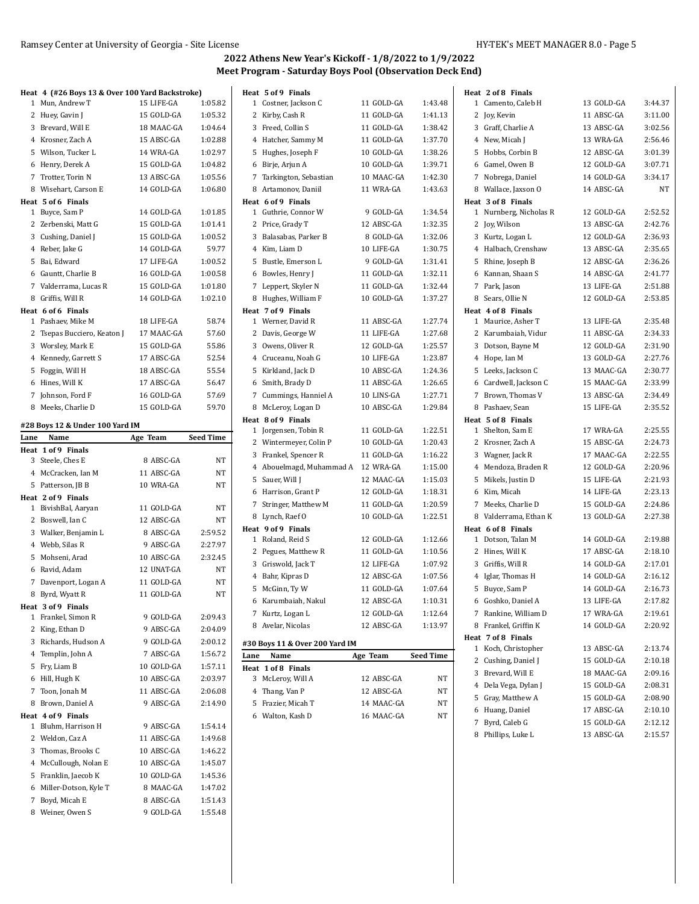## 2022 Athens New Year's Kickoff - 1/8/2022 to 1/9/2022
## Meet Program - Saturday Boys Pool (Observation Deck End)

**Heat 4 (#26 Boys 13 & Over 100 Yard Backstroke)**

| Lane | Name | Age | Team | Seed Time |
|---|---|---|---|---|
| 1 | Mun, Andrew T | 15 | LIFE-GA | 1:05.82 |
| 2 | Huey, Gavin J | 15 | GOLD-GA | 1:05.32 |
| 3 | Brevard, Will E | 18 | MAAC-GA | 1:04.64 |
| 4 | Krosner, Zach A | 15 | ABSC-GA | 1:02.88 |
| 5 | Wilson, Tucker L | 14 | WRA-GA | 1:02.97 |
| 6 | Henry, Derek A | 15 | GOLD-GA | 1:04.82 |
| 7 | Trotter, Torin N | 13 | ABSC-GA | 1:05.56 |
| 8 | Wisehart, Carson E | 14 | GOLD-GA | 1:06.80 |

**Heat 5 of 6 Finals**

| Lane | Name | Age | Team | Seed Time |
|---|---|---|---|---|
| 1 | Buyce, Sam P | 14 | GOLD-GA | 1:01.85 |
| 2 | Zerbenski, Matt G | 15 | GOLD-GA | 1:01.41 |
| 3 | Cushing, Daniel J | 15 | GOLD-GA | 1:00.52 |
| 4 | Reber, Jake G | 14 | GOLD-GA | 59.77 |
| 5 | Bai, Edward | 17 | LIFE-GA | 1:00.52 |
| 6 | Gauntt, Charlie B | 16 | GOLD-GA | 1:00.58 |
| 7 | Valderrama, Lucas R | 15 | GOLD-GA | 1:01.80 |
| 8 | Griffis, Will R | 14 | GOLD-GA | 1:02.10 |

**Heat 6 of 6 Finals**

| Lane | Name | Age | Team | Seed Time |
|---|---|---|---|---|
| 1 | Pashaev, Mike M | 18 | LIFE-GA | 58.74 |
| 2 | Tsepas Bucciero, Keaton J | 17 | MAAC-GA | 57.60 |
| 3 | Worsley, Mark E | 15 | GOLD-GA | 55.86 |
| 4 | Kennedy, Garrett S | 17 | ABSC-GA | 52.54 |
| 5 | Foggin, Will H | 18 | ABSC-GA | 55.54 |
| 6 | Hines, Will K | 17 | ABSC-GA | 56.47 |
| 7 | Johnson, Ford F | 16 | GOLD-GA | 57.69 |
| 8 | Meeks, Charlie D | 15 | GOLD-GA | 59.70 |

### #28 Boys 12 & Under 100 Yard IM

**Heat 1 of 9 Finals**

| Lane | Name | Age | Team | Seed Time |
|---|---|---|---|---|
| 3 | Steele, Ches E | 8 | ABSC-GA | NT |
| 4 | McCracken, Ian M | 11 | ABSC-GA | NT |
| 5 | Patterson, JB B | 10 | WRA-GA | NT |

**Heat 2 of 9 Finals**

| Lane | Name | Age | Team | Seed Time |
|---|---|---|---|---|
| 1 | BivishBal, Aaryan | 11 | GOLD-GA | NT |
| 2 | Boswell, Ian C | 12 | ABSC-GA | NT |
| 3 | Walker, Benjamin L | 8 | ABSC-GA | 2:59.52 |
| 4 | Webb, Silas R | 9 | ABSC-GA | 2:27.97 |
| 5 | Mohseni, Arad | 10 | ABSC-GA | 2:32.45 |
| 6 | Ravid, Adam | 12 | UNAT-GA | NT |
| 7 | Davenport, Logan A | 11 | GOLD-GA | NT |
| 8 | Byrd, Wyatt R | 11 | GOLD-GA | NT |

**Heat 3 of 9 Finals**

| Lane | Name | Age | Team | Seed Time |
|---|---|---|---|---|
| 1 | Frankel, Simon R | 9 | GOLD-GA | 2:09.43 |
| 2 | King, Ethan D | 9 | ABSC-GA | 2:04.09 |
| 3 | Richards, Hudson A | 9 | GOLD-GA | 2:00.12 |
| 4 | Templin, John A | 7 | ABSC-GA | 1:56.72 |
| 5 | Fry, Liam B | 10 | GOLD-GA | 1:57.11 |
| 6 | Hill, Hugh K | 10 | ABSC-GA | 2:03.97 |
| 7 | Toon, Jonah M | 11 | ABSC-GA | 2:06.08 |
| 8 | Brown, Daniel A | 9 | ABSC-GA | 2:14.90 |

**Heat 4 of 9 Finals**

| Lane | Name | Age | Team | Seed Time |
|---|---|---|---|---|
| 1 | Bluhm, Harrison H | 9 | ABSC-GA | 1:54.14 |
| 2 | Weldon, Caz A | 11 | ABSC-GA | 1:49.68 |
| 3 | Thomas, Brooks C | 10 | ABSC-GA | 1:46.22 |
| 4 | McCullough, Nolan E | 10 | ABSC-GA | 1:45.07 |
| 5 | Franklin, Jaecob K | 10 | GOLD-GA | 1:45.36 |
| 6 | Miller-Dotson, Kyle T | 8 | MAAC-GA | 1:47.02 |
| 7 | Boyd, Micah E | 8 | ABSC-GA | 1:51.43 |
| 8 | Weiner, Owen S | 9 | GOLD-GA | 1:55.48 |

**Heat 5 of 9 Finals**

| Lane | Name | Age | Team | Seed Time |
|---|---|---|---|---|
| 1 | Costner, Jackson C | 11 | GOLD-GA | 1:43.48 |
| 2 | Kirby, Cash R | 11 | GOLD-GA | 1:41.13 |
| 3 | Freed, Collin S | 11 | GOLD-GA | 1:38.42 |
| 4 | Hatcher, Sammy M | 11 | GOLD-GA | 1:37.70 |
| 5 | Hughes, Joseph F | 10 | GOLD-GA | 1:38.26 |
| 6 | Birje, Arjun A | 10 | GOLD-GA | 1:39.71 |
| 7 | Tarkington, Sebastian | 10 | MAAC-GA | 1:42.30 |
| 8 | Artamonov, Daniil | 11 | WRA-GA | 1:43.63 |

**Heat 6 of 9 Finals**

| Lane | Name | Age | Team | Seed Time |
|---|---|---|---|---|
| 1 | Guthrie, Connor W | 9 | GOLD-GA | 1:34.54 |
| 2 | Price, Grady T | 12 | ABSC-GA | 1:32.35 |
| 3 | Balasabas, Parker B | 8 | GOLD-GA | 1:32.06 |
| 4 | Kim, Liam D | 10 | LIFE-GA | 1:30.75 |
| 5 | Bustle, Emerson L | 9 | GOLD-GA | 1:31.41 |
| 6 | Bowles, Henry J | 11 | GOLD-GA | 1:32.11 |
| 7 | Leppert, Skyler N | 11 | GOLD-GA | 1:32.44 |
| 8 | Hughes, William F | 10 | GOLD-GA | 1:37.27 |

**Heat 7 of 9 Finals**

| Lane | Name | Age | Team | Seed Time |
|---|---|---|---|---|
| 1 | Werner, David R | 11 | ABSC-GA | 1:27.74 |
| 2 | Davis, George W | 11 | LIFE-GA | 1:27.68 |
| 3 | Owens, Oliver R | 12 | GOLD-GA | 1:25.57 |
| 4 | Cruceanu, Noah G | 10 | LIFE-GA | 1:23.87 |
| 5 | Kirkland, Jack D | 10 | ABSC-GA | 1:24.36 |
| 6 | Smith, Brady D | 11 | ABSC-GA | 1:26.65 |
| 7 | Cummings, Hanniel A | 10 | LINS-GA | 1:27.71 |
| 8 | McLeroy, Logan D | 10 | ABSC-GA | 1:29.84 |

**Heat 8 of 9 Finals**

| Lane | Name | Age | Team | Seed Time |
|---|---|---|---|---|
| 1 | Jorgensen, Tobin R | 11 | GOLD-GA | 1:22.51 |
| 2 | Wintermeyer, Colin P | 10 | GOLD-GA | 1:20.43 |
| 3 | Frankel, Spencer R | 11 | GOLD-GA | 1:16.22 |
| 4 | Abouelmagd, Muhammad A | 12 | WRA-GA | 1:15.00 |
| 5 | Sauer, Will J | 12 | MAAC-GA | 1:15.03 |
| 6 | Harrison, Grant P | 12 | GOLD-GA | 1:18.31 |
| 7 | Stringer, Matthew M | 11 | GOLD-GA | 1:20.59 |
| 8 | Lynch, Raef O | 10 | GOLD-GA | 1:22.51 |

**Heat 9 of 9 Finals**

| Lane | Name | Age | Team | Seed Time |
|---|---|---|---|---|
| 1 | Roland, Reid S | 12 | GOLD-GA | 1:12.66 |
| 2 | Pegues, Matthew R | 11 | GOLD-GA | 1:10.56 |
| 3 | Griswold, Jack T | 12 | LIFE-GA | 1:07.92 |
| 4 | Bahr, Kipras D | 12 | ABSC-GA | 1:07.56 |
| 5 | McGinn, Ty W | 11 | GOLD-GA | 1:07.64 |
| 6 | Karumbaiah, Nakul | 12 | ABSC-GA | 1:10.31 |
| 7 | Kurtz, Logan L | 12 | GOLD-GA | 1:12.64 |
| 8 | Avelar, Nicolas | 12 | ABSC-GA | 1:13.97 |

### #30 Boys 11 & Over 200 Yard IM

**Heat 1 of 8 Finals**

| Lane | Name | Age | Team | Seed Time |
|---|---|---|---|---|
| 3 | McLeroy, Will A | 12 | ABSC-GA | NT |
| 4 | Thang, Van P | 12 | ABSC-GA | NT |
| 5 | Frazier, Micah T | 14 | MAAC-GA | NT |
| 6 | Walton, Kash D | 16 | MAAC-GA | NT |

**Heat 2 of 8 Finals**

| Lane | Name | Age | Team | Seed Time |
|---|---|---|---|---|
| 1 | Camento, Caleb H | 13 | GOLD-GA | 3:44.37 |
| 2 | Joy, Kevin | 11 | ABSC-GA | 3:11.00 |
| 3 | Graff, Charlie A | 13 | ABSC-GA | 3:02.56 |
| 4 | New, Micah J | 13 | WRA-GA | 2:56.46 |
| 5 | Hobbs, Corbin B | 12 | ABSC-GA | 3:01.39 |
| 6 | Gamel, Owen B | 12 | GOLD-GA | 3:07.71 |
| 7 | Nobrega, Daniel | 14 | GOLD-GA | 3:34.17 |
| 8 | Wallace, Jaxson O | 14 | ABSC-GA | NT |

**Heat 3 of 8 Finals**

| Lane | Name | Age | Team | Seed Time |
|---|---|---|---|---|
| 1 | Nurnberg, Nicholas R | 12 | GOLD-GA | 2:52.52 |
| 2 | Joy, Wilson | 13 | ABSC-GA | 2:42.76 |
| 3 | Kurtz, Logan L | 12 | GOLD-GA | 2:36.93 |
| 4 | Halbach, Crenshaw | 13 | ABSC-GA | 2:35.65 |
| 5 | Rhine, Joseph B | 12 | ABSC-GA | 2:36.26 |
| 6 | Kannan, Shaan S | 14 | ABSC-GA | 2:41.77 |
| 7 | Park, Jason | 13 | LIFE-GA | 2:51.88 |
| 8 | Sears, Ollie N | 12 | GOLD-GA | 2:53.85 |

**Heat 4 of 8 Finals**

| Lane | Name | Age | Team | Seed Time |
|---|---|---|---|---|
| 1 | Maurice, Asher T | 13 | LIFE-GA | 2:35.48 |
| 2 | Karumbaiah, Vidur | 11 | ABSC-GA | 2:34.33 |
| 3 | Dotson, Bayne M | 12 | GOLD-GA | 2:31.90 |
| 4 | Hope, Ian M | 13 | GOLD-GA | 2:27.76 |
| 5 | Leeks, Jackson C | 13 | MAAC-GA | 2:30.77 |
| 6 | Cardwell, Jackson C | 15 | MAAC-GA | 2:33.99 |
| 7 | Brown, Thomas V | 13 | ABSC-GA | 2:34.49 |
| 8 | Pashaev, Sean | 15 | LIFE-GA | 2:35.52 |

**Heat 5 of 8 Finals**

| Lane | Name | Age | Team | Seed Time |
|---|---|---|---|---|
| 1 | Shelton, Sam E | 17 | WRA-GA | 2:25.55 |
| 2 | Krosner, Zach A | 15 | ABSC-GA | 2:24.73 |
| 3 | Wagner, Jack R | 17 | MAAC-GA | 2:22.55 |
| 4 | Mendoza, Braden R | 12 | GOLD-GA | 2:20.96 |
| 5 | Mikels, Justin D | 15 | LIFE-GA | 2:21.93 |
| 6 | Kim, Micah | 14 | LIFE-GA | 2:23.13 |
| 7 | Meeks, Charlie D | 15 | GOLD-GA | 2:24.86 |
| 8 | Valderrama, Ethan K | 13 | GOLD-GA | 2:27.38 |

**Heat 6 of 8 Finals**

| Lane | Name | Age | Team | Seed Time |
|---|---|---|---|---|
| 1 | Dotson, Talan M | 14 | GOLD-GA | 2:19.88 |
| 2 | Hines, Will K | 17 | ABSC-GA | 2:18.10 |
| 3 | Griffis, Will R | 14 | GOLD-GA | 2:17.01 |
| 4 | Iglar, Thomas H | 14 | GOLD-GA | 2:16.12 |
| 5 | Buyce, Sam P | 14 | GOLD-GA | 2:16.73 |
| 6 | Goshko, Daniel A | 13 | LIFE-GA | 2:17.82 |
| 7 | Rankine, William D | 17 | WRA-GA | 2:19.61 |
| 8 | Frankel, Griffin K | 14 | GOLD-GA | 2:20.92 |

**Heat 7 of 8 Finals**

| Lane | Name | Age | Team | Seed Time |
|---|---|---|---|---|
| 1 | Koch, Christopher | 13 | ABSC-GA | 2:13.74 |
| 2 | Cushing, Daniel J | 15 | GOLD-GA | 2:10.18 |
| 3 | Brevard, Will E | 18 | MAAC-GA | 2:09.16 |
| 4 | Dela Vega, Dylan J | 15 | GOLD-GA | 2:08.31 |
| 5 | Gray, Matthew A | 15 | GOLD-GA | 2:08.90 |
| 6 | Huang, Daniel | 17 | ABSC-GA | 2:10.10 |
| 7 | Byrd, Caleb G | 15 | GOLD-GA | 2:12.12 |
| 8 | Phillips, Luke L | 13 | ABSC-GA | 2:15.57 |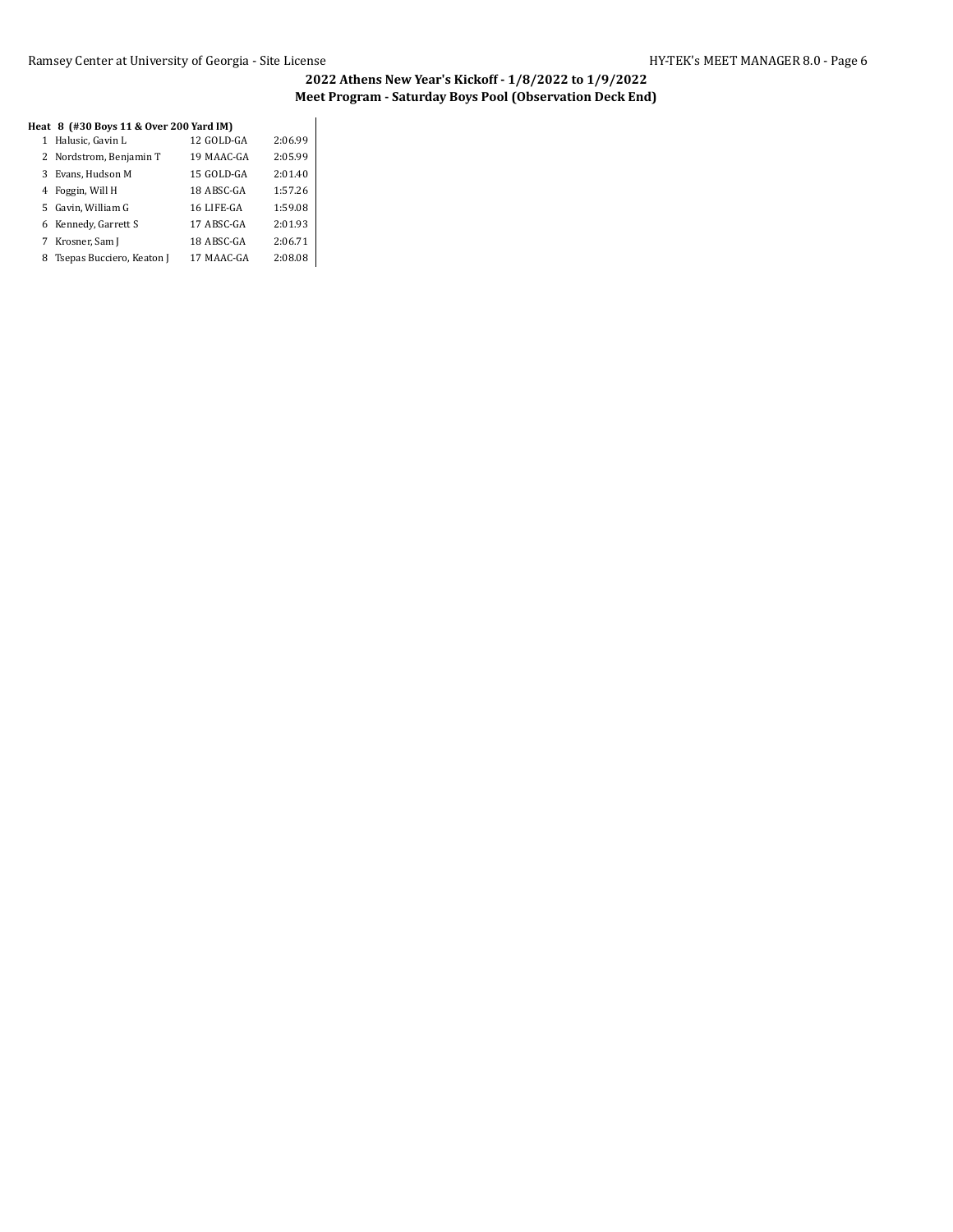## 2022 Athens New Year's Kickoff - 1/8/2022 to 1/9/2022
## Meet Program - Saturday Boys Pool (Observation Deck End)

**Heat 8 (#30 Boys 11 & Over 200 Yard IM)**

| | | | | |
|---|---|---|---|---|
| 1 | Halusic, Gavin L | 12 | GOLD-GA | 2:06.99 |
| 2 | Nordstrom, Benjamin T | 19 | MAAC-GA | 2:05.99 |
| 3 | Evans, Hudson M | 15 | GOLD-GA | 2:01.40 |
| 4 | Foggin, Will H | 18 | ABSC-GA | 1:57.26 |
| 5 | Gavin, William G | 16 | LIFE-GA | 1:59.08 |
| 6 | Kennedy, Garrett S | 17 | ABSC-GA | 2:01.93 |
| 7 | Krosner, Sam J | 18 | ABSC-GA | 2:06.71 |
| 8 | Tsepas Bucciero, Keaton J | 17 | MAAC-GA | 2:08.08 |